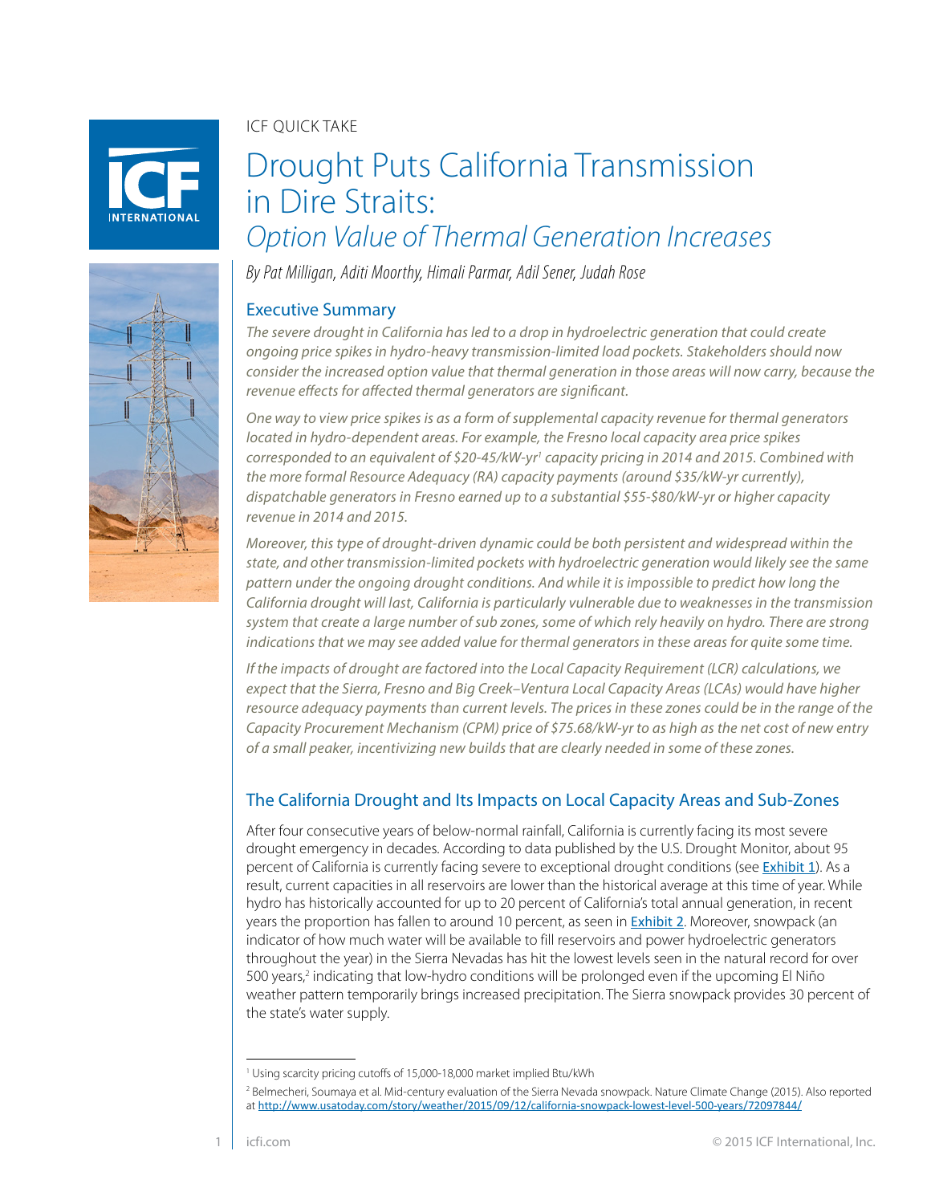ICF QUICK TAKE

# Drought Puts California Transmission in Dire Straits:

## *Option Value of Thermal Generation Increases*

*By Pat Milligan, Aditi Moorthy, Himali Parmar, Adil Sener, Judah Rose*

### Executive Summary

*The severe drought in California has led to a drop in hydroelectric generation that could create ongoing price spikes in hydro-heavy transmission-limited load pockets. Stakeholders should now consider the increased option value that thermal generation in those areas will now carry, because the revenue effects for affected thermal generators are significant.*

*One way to view price spikes is as a form of supplemental capacity revenue for thermal generators located in hydro-dependent areas. For example, the Fresno local capacity area price spikes corresponded to an equivalent of $20-45/kW-yr*[1] *capacity pricing in 2014 and 2015. Combined with the more formal Resource Adequacy (RA) capacity payments (around $35/kW-yr currently), dispatchable generators in Fresno earned up to a substantial $55-$80/kW-yr or higher capacity revenue in 2014 and 2015.*

*Moreover, this type of drought-driven dynamic could be both persistent and widespread within the state, and other transmission-limited pockets with hydroelectric generation would likely see the same pattern under the ongoing drought conditions. And while it is impossible to predict how long the California drought will last, California is particularly vulnerable due to weaknesses in the transmission system that create a large number of sub zones, some of which rely heavily on hydro. There are strong indications that we may see added value for thermal generators in these areas for quite some time.*

*If the impacts of drought are factored into the Local Capacity Requirement (LCR) calculations, we expect that the Sierra, Fresno and Big Creek–Ventura Local Capacity Areas (LCAs) would have higher resource adequacy payments than current levels. The prices in these zones could be in the range of the Capacity Procurement Mechanism (CPM) price of $75.68/kW-yr to as high as the net cost of new entry of a small peaker, incentivizing new builds that are clearly needed in some of these zones.*

### The California Drought and Its Impacts on Local Capacity Areas and Sub-Zones

After four consecutive years of below-normal rainfall, California is currently facing its most severe drought emergency in decades. According to data published by the U.S. Drought Monitor, about 95 percent of California is currently facing severe to exceptional drought conditions (see Exhibit 1). As a result, current capacities in all reservoirs are lower than the historical average at this time of year. While hydro has historically accounted for up to 20 percent of California's total annual generation, in recent years the proportion has fallen to around 10 percent, as seen in Exhibit 2. Moreover, snowpack (an indicator of how much water will be available to fill reservoirs and power hydroelectric generators throughout the year) in the Sierra Nevadas has hit the lowest levels seen in the natural record for over 500 years,[2] indicating that low-hydro conditions will be prolonged even if the upcoming El Niño weather pattern temporarily brings increased precipitation. The Sierra snowpack provides 30 percent of the state's water supply.

---

[1] Using scarcity pricing cutoffs of 15,000-18,000 market implied Btu/kWh

[2] Belmecheri, Soumaya et al. Mid-century evaluation of the Sierra Nevada snowpack. Nature Climate Change (2015). Also reported at http://www.usatoday.com/story/weather/2015/09/12/california-snowpack-lowest-level-500-years/72097844/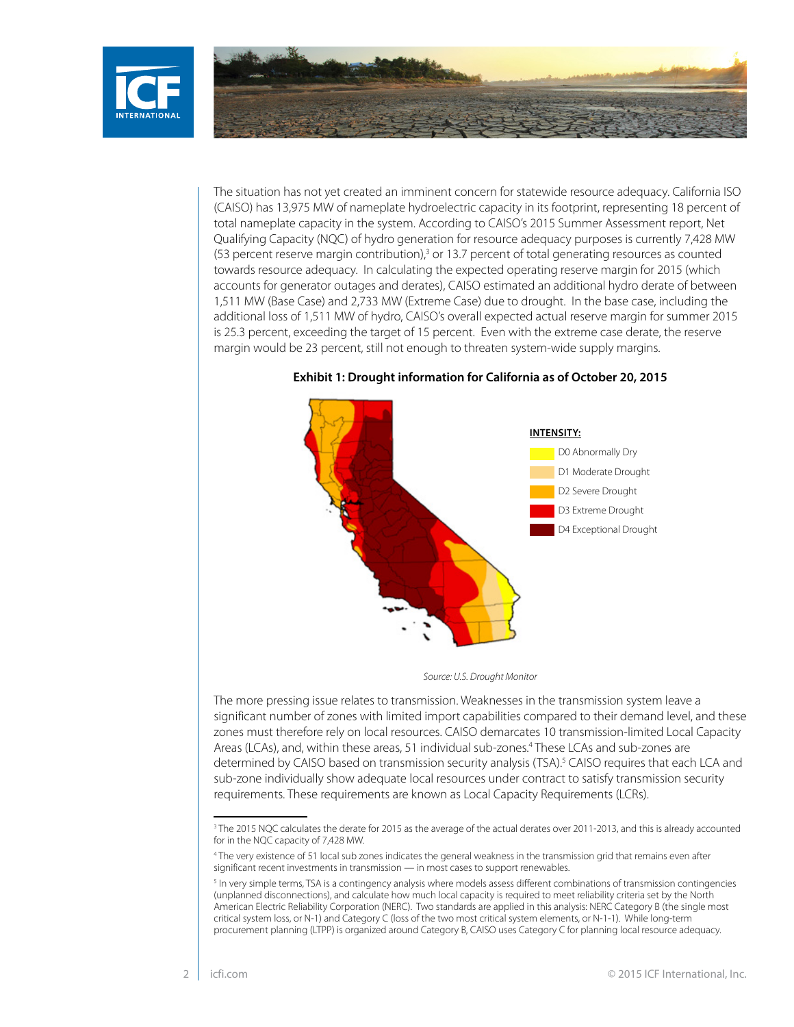The situation has not yet created an imminent concern for statewide resource adequacy. California ISO (CAISO) has 13,975 MW of nameplate hydroelectric capacity in its footprint, representing 18 percent of total nameplate capacity in the system. According to CAISO's 2015 Summer Assessment report, Net Qualifying Capacity (NQC) of hydro generation for resource adequacy purposes is currently 7,428 MW (53 percent reserve margin contribution),[3] or 13.7 percent of total generating resources as counted towards resource adequacy. In calculating the expected operating reserve margin for 2015 (which accounts for generator outages and derates), CAISO estimated an additional hydro derate of between 1,511 MW (Base Case) and 2,733 MW (Extreme Case) due to drought. In the base case, including the additional loss of 1,511 MW of hydro, CAISO's overall expected actual reserve margin for summer 2015 is 25.3 percent, exceeding the target of 15 percent. Even with the extreme case derate, the reserve margin would be 23 percent, still not enough to threaten system-wide supply margins.

**Exhibit 1: Drought information for California as of October 20, 2015**

**INTENSITY:**

- D0 Abnormally Dry
- D1 Moderate Drought
- D2 Severe Drought
- D3 Extreme Drought
- D4 Exceptional Drought

*Source: U.S. Drought Monitor*

The more pressing issue relates to transmission. Weaknesses in the transmission system leave a significant number of zones with limited import capabilities compared to their demand level, and these zones must therefore rely on local resources. CAISO demarcates 10 transmission-limited Local Capacity Areas (LCAs), and, within these areas, 51 individual sub-zones.[4] These LCAs and sub-zones are determined by CAISO based on transmission security analysis (TSA).[5] CAISO requires that each LCA and sub-zone individually show adequate local resources under contract to satisfy transmission security requirements. These requirements are known as Local Capacity Requirements (LCRs).

---

[3] The 2015 NQC calculates the derate for 2015 as the average of the actual derates over 2011-2013, and this is already accounted for in the NQC capacity of 7,428 MW.

[4] The very existence of 51 local sub zones indicates the general weakness in the transmission grid that remains even after significant recent investments in transmission — in most cases to support renewables.

[5] In very simple terms, TSA is a contingency analysis where models assess different combinations of transmission contingencies (unplanned disconnections), and calculate how much local capacity is required to meet reliability criteria set by the North American Electric Reliability Corporation (NERC). Two standards are applied in this analysis: NERC Category B (the single most critical system loss, or N-1) and Category C (loss of the two most critical system elements, or N-1-1). While long-term procurement planning (LTPP) is organized around Category B, CAISO uses Category C for planning local resource adequacy.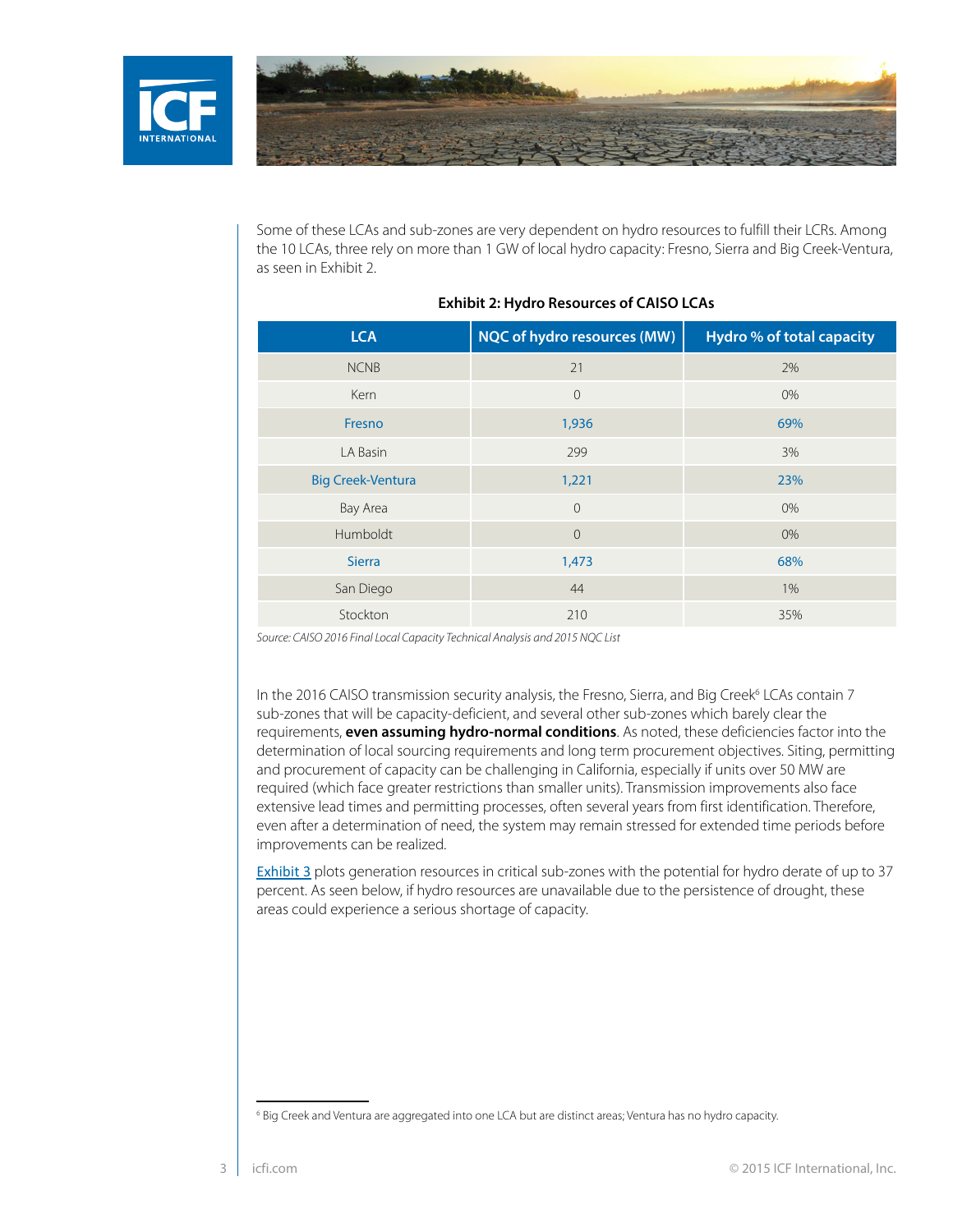Some of these LCAs and sub-zones are very dependent on hydro resources to fulfill their LCRs. Among the 10 LCAs, three rely on more than 1 GW of local hydro capacity: Fresno, Sierra and Big Creek-Ventura, as seen in Exhibit 2.

**Exhibit 2: Hydro Resources of CAISO LCAs**

| LCA | NQC of hydro resources (MW) | Hydro % of total capacity |
| --- | --- | --- |
| NCNB | 21 | 2% |
| Kern | 0 | 0% |
| Fresno | 1,936 | 69% |
| LA Basin | 299 | 3% |
| Big Creek-Ventura | 1,221 | 23% |
| Bay Area | 0 | 0% |
| Humboldt | 0 | 0% |
| Sierra | 1,473 | 68% |
| San Diego | 44 | 1% |
| Stockton | 210 | 35% |

*Source: CAISO 2016 Final Local Capacity Technical Analysis and 2015 NQC List*

In the 2016 CAISO transmission security analysis, the Fresno, Sierra, and Big Creek[6] LCAs contain 7 sub-zones that will be capacity-deficient, and several other sub-zones which barely clear the requirements, **even assuming hydro-normal conditions**. As noted, these deficiencies factor into the determination of local sourcing requirements and long term procurement objectives. Siting, permitting and procurement of capacity can be challenging in California, especially if units over 50 MW are required (which face greater restrictions than smaller units). Transmission improvements also face extensive lead times and permitting processes, often several years from first identification. Therefore, even after a determination of need, the system may remain stressed for extended time periods before improvements can be realized.

Exhibit 3 plots generation resources in critical sub-zones with the potential for hydro derate of up to 37 percent. As seen below, if hydro resources are unavailable due to the persistence of drought, these areas could experience a serious shortage of capacity.

---

[6] Big Creek and Ventura are aggregated into one LCA but are distinct areas; Ventura has no hydro capacity.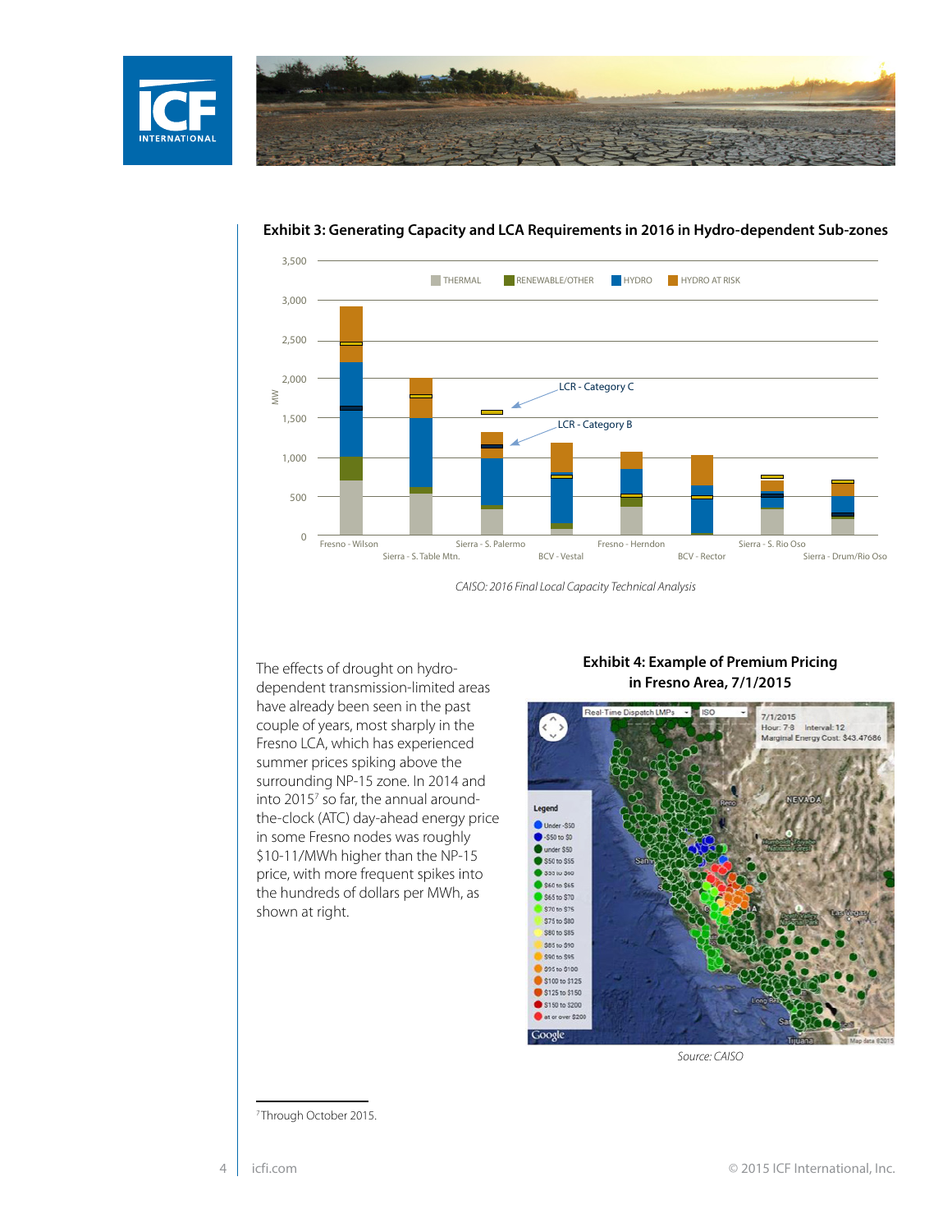**Exhibit 3: Generating Capacity and LCA Requirements in 2016 in Hydro-dependent Sub-zones**

*CAISO: 2016 Final Local Capacity Technical Analysis*

The effects of drought on hydro-dependent transmission-limited areas have already been seen in the past couple of years, most sharply in the Fresno LCA, which has experienced summer prices spiking above the surrounding NP-15 zone. In 2014 and into 2015[7] so far, the annual around-the-clock (ATC) day-ahead energy price in some Fresno nodes was roughly $10-11/MWh higher than the NP-15 price, with more frequent spikes into the hundreds of dollars per MWh, as shown at right.

**Exhibit 4: Example of Premium Pricing in Fresno Area, 7/1/2015**

*Source: CAISO*

[7] Through October 2015.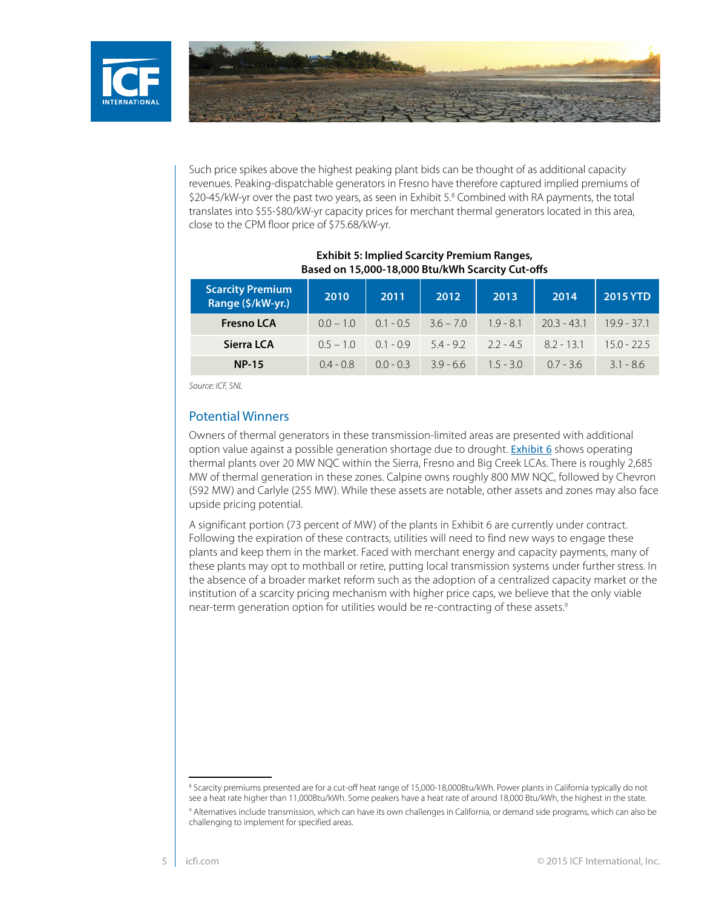Such price spikes above the highest peaking plant bids can be thought of as additional capacity revenues. Peaking-dispatchable generators in Fresno have therefore captured implied premiums of $20-45/kW-yr over the past two years, as seen in Exhibit 5.[8] Combined with RA payments, the total translates into $55-$80/kW-yr capacity prices for merchant thermal generators located in this area, close to the CPM floor price of $75.68/kW-yr.

**Exhibit 5: Implied Scarcity Premium Ranges, Based on 15,000-18,000 Btu/kWh Scarcity Cut-offs**

| Scarcity Premium Range ($/kW-yr.) | 2010 | 2011 | 2012 | 2013 | 2014 | 2015 YTD |
|---|---|---|---|---|---|---|
| **Fresno LCA** | 0.0 – 1.0 | 0.1 - 0.5 | 3.6 – 7.0 | 1.9 - 8.1 | 20.3 - 43.1 | 19.9 - 37.1 |
| **Sierra LCA** | 0.5 – 1.0 | 0.1 - 0.9 | 5.4 - 9.2 | 2.2 - 4.5 | 8.2 - 13.1 | 15.0 - 22.5 |
| **NP-15** | 0.4 - 0.8 | 0.0 - 0.3 | 3.9 - 6.6 | 1.5 - 3.0 | 0.7 - 3.6 | 3.1 - 8.6 |

*Source: ICF, SNL*

## Potential Winners

Owners of thermal generators in these transmission-limited areas are presented with additional option value against a possible generation shortage due to drought. Exhibit 6 shows operating thermal plants over 20 MW NQC within the Sierra, Fresno and Big Creek LCAs. There is roughly 2,685 MW of thermal generation in these zones. Calpine owns roughly 800 MW NQC, followed by Chevron (592 MW) and Carlyle (255 MW). While these assets are notable, other assets and zones may also face upside pricing potential.

A significant portion (73 percent of MW) of the plants in Exhibit 6 are currently under contract. Following the expiration of these contracts, utilities will need to find new ways to engage these plants and keep them in the market. Faced with merchant energy and capacity payments, many of these plants may opt to mothball or retire, putting local transmission systems under further stress. In the absence of a broader market reform such as the adoption of a centralized capacity market or the institution of a scarcity pricing mechanism with higher price caps, we believe that the only viable near-term generation option for utilities would be re-contracting of these assets.[9]

---

[8] Scarcity premiums presented are for a cut-off heat range of 15,000-18,000Btu/kWh. Power plants in California typically do not see a heat rate higher than 11,000Btu/kWh. Some peakers have a heat rate of around 18,000 Btu/kWh, the highest in the state.

[9] Alternatives include transmission, which can have its own challenges in California, or demand side programs, which can also be challenging to implement for specified areas.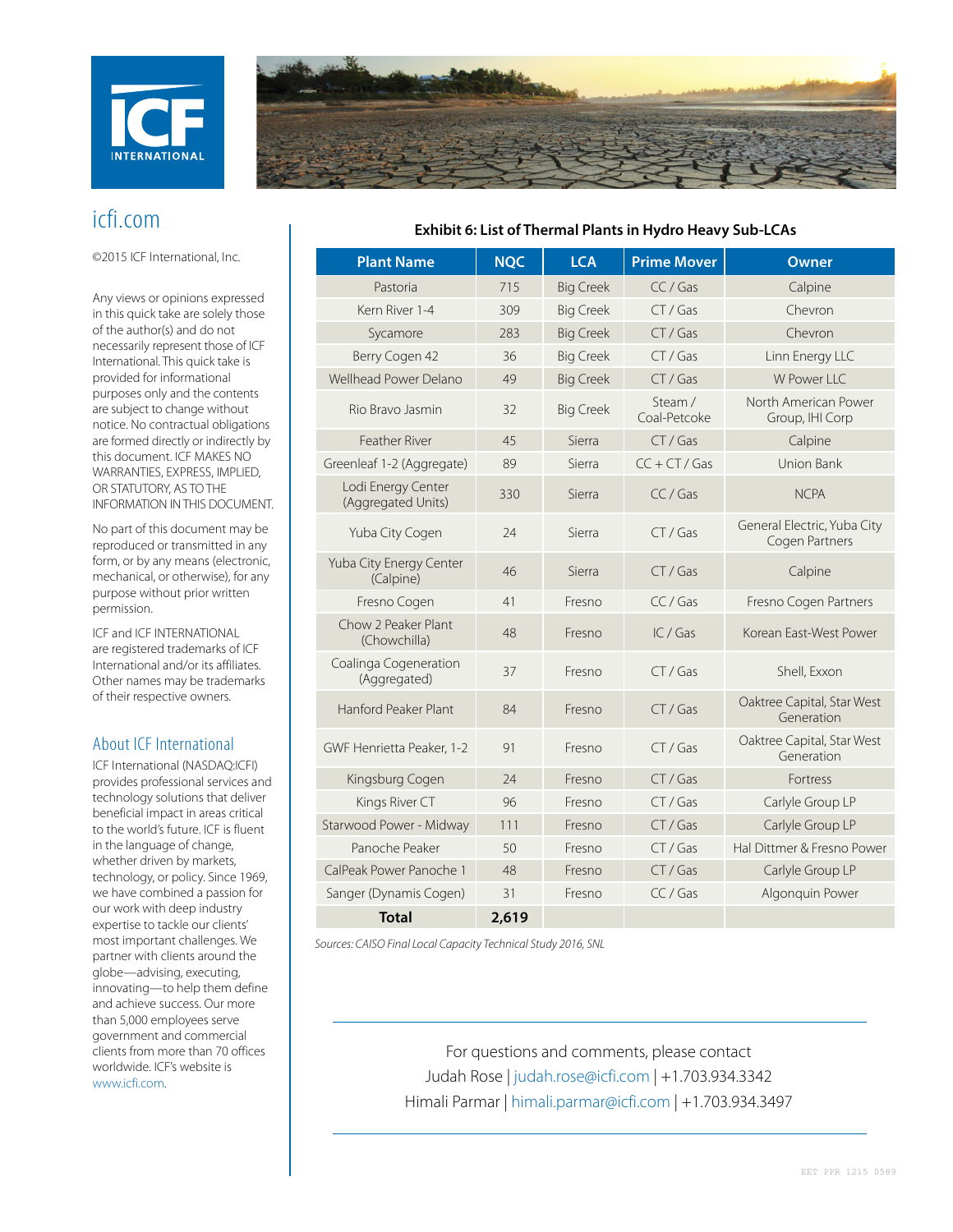icfi.com

©2015 ICF International, Inc.

Any views or opinions expressed in this quick take are solely those of the author(s) and do not necessarily represent those of ICF International. This quick take is provided for informational purposes only and the contents are subject to change without notice. No contractual obligations are formed directly or indirectly by this document. ICF MAKES NO WARRANTIES, EXPRESS, IMPLIED, OR STATUTORY, AS TO THE INFORMATION IN THIS DOCUMENT.

No part of this document may be reproduced or transmitted in any form, or by any means (electronic, mechanical, or otherwise), for any purpose without prior written permission.

ICF and ICF INTERNATIONAL are registered trademarks of ICF International and/or its affiliates. Other names may be trademarks of their respective owners.

## About ICF International

ICF International (NASDAQ:ICFI) provides professional services and technology solutions that deliver beneficial impact in areas critical to the world's future. ICF is fluent in the language of change, whether driven by markets, technology, or policy. Since 1969, we have combined a passion for our work with deep industry expertise to tackle our clients' most important challenges. We partner with clients around the globe—advising, executing, innovating—to help them define and achieve success. Our more than 5,000 employees serve government and commercial clients from more than 70 offices worldwide. ICF's website is www.icfi.com.

**Exhibit 6: List of Thermal Plants in Hydro Heavy Sub-LCAs**

| Plant Name | NQC | LCA | Prime Mover | Owner |
|---|---|---|---|---|
| Pastoria | 715 | Big Creek | CC / Gas | Calpine |
| Kern River 1-4 | 309 | Big Creek | CT / Gas | Chevron |
| Sycamore | 283 | Big Creek | CT / Gas | Chevron |
| Berry Cogen 42 | 36 | Big Creek | CT / Gas | Linn Energy LLC |
| Wellhead Power Delano | 49 | Big Creek | CT / Gas | W Power LLC |
| Rio Bravo Jasmin | 32 | Big Creek | Steam / Coal-Petcoke | North American Power Group, IHI Corp |
| Feather River | 45 | Sierra | CT / Gas | Calpine |
| Greenleaf 1-2 (Aggregate) | 89 | Sierra | CC + CT / Gas | Union Bank |
| Lodi Energy Center (Aggregated Units) | 330 | Sierra | CC / Gas | NCPA |
| Yuba City Cogen | 24 | Sierra | CT / Gas | General Electric, Yuba City Cogen Partners |
| Yuba City Energy Center (Calpine) | 46 | Sierra | CT / Gas | Calpine |
| Fresno Cogen | 41 | Fresno | CC / Gas | Fresno Cogen Partners |
| Chow 2 Peaker Plant (Chowchilla) | 48 | Fresno | IC / Gas | Korean East-West Power |
| Coalinga Cogeneration (Aggregated) | 37 | Fresno | CT / Gas | Shell, Exxon |
| Hanford Peaker Plant | 84 | Fresno | CT / Gas | Oaktree Capital, Star West Generation |
| GWF Henrietta Peaker, 1-2 | 91 | Fresno | CT / Gas | Oaktree Capital, Star West Generation |
| Kingsburg Cogen | 24 | Fresno | CT / Gas | Fortress |
| Kings River CT | 96 | Fresno | CT / Gas | Carlyle Group LP |
| Starwood Power - Midway | 111 | Fresno | CT / Gas | Carlyle Group LP |
| Panoche Peaker | 50 | Fresno | CT / Gas | Hal Dittmer & Fresno Power |
| CalPeak Power Panoche 1 | 48 | Fresno | CT / Gas | Carlyle Group LP |
| Sanger (Dynamis Cogen) | 31 | Fresno | CC / Gas | Algonquin Power |
| **Total** | **2,619** | | | |

*Sources: CAISO Final Local Capacity Technical Study 2016, SNL*

For questions and comments, please contact
Judah Rose | judah.rose@icfi.com | +1.703.934.3342
Himali Parmar | himali.parmar@icfi.com | +1.703.934.3497

EET PPR 1215 0589